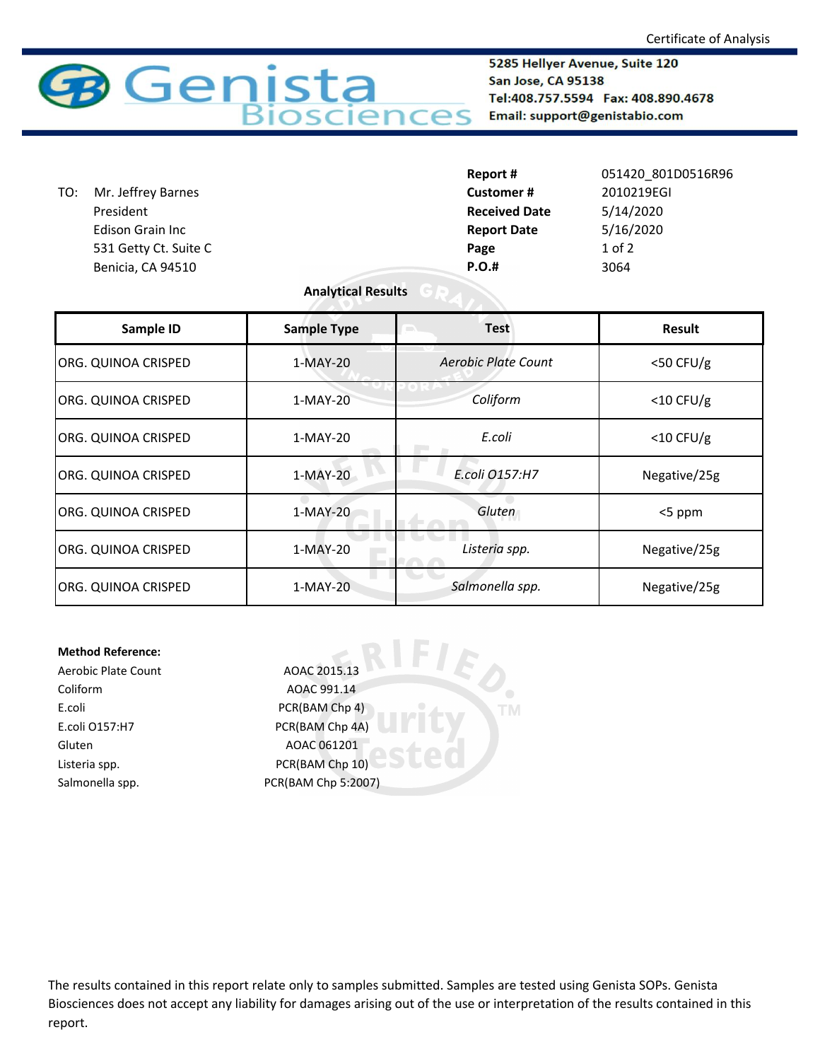Certificate of Analysis

**Genista Biosciences**

**5285 Hellyer Avenue, Suite 120**
**San Jose, CA 95138**
**Tel:408.757.5594 Fax: 408.890.4678**
**Email: support@genistabio.com**

TO: Mr. Jeffrey Barnes
President
Edison Grain Inc
531 Getty Ct. Suite C
Benicia, CA 94510

| | |
|---|---|
| **Report #** | 051420_801D0516R96 |
| **Customer #** | 2010219EGI |
| **Received Date** | 5/14/2020 |
| **Report Date** | 5/16/2020 |
| **Page** | 1 of 2 |
| **P.O.#** | 3064 |

**Analytical Results**

| Sample ID | Sample Type | Test | Result |
|---|---|---|---|
| ORG. QUINOA CRISPED | 1-MAY-20 | *Aerobic Plate Count* | <50 CFU/g |
| ORG. QUINOA CRISPED | 1-MAY-20 | *Coliform* | <10 CFU/g |
| ORG. QUINOA CRISPED | 1-MAY-20 | *E.coli* | <10 CFU/g |
| ORG. QUINOA CRISPED | 1-MAY-20 | *E.coli O157:H7* | Negative/25g |
| ORG. QUINOA CRISPED | 1-MAY-20 | *Gluten* | <5 ppm |
| ORG. QUINOA CRISPED | 1-MAY-20 | *Listeria spp.* | Negative/25g |
| ORG. QUINOA CRISPED | 1-MAY-20 | *Salmonella spp.* | Negative/25g |

**Method Reference:**

| | |
|---|---|
| Aerobic Plate Count | AOAC 2015.13 |
| Coliform | AOAC 991.14 |
| E.coli | PCR(BAM Chp 4) |
| E.coli O157:H7 | PCR(BAM Chp 4A) |
| Gluten | AOAC 061201 |
| Listeria spp. | PCR(BAM Chp 10) |
| Salmonella spp. | PCR(BAM Chp 5:2007) |

The results contained in this report relate only to samples submitted. Samples are tested using Genista SOPs. Genista Biosciences does not accept any liability for damages arising out of the use or interpretation of the results contained in this report.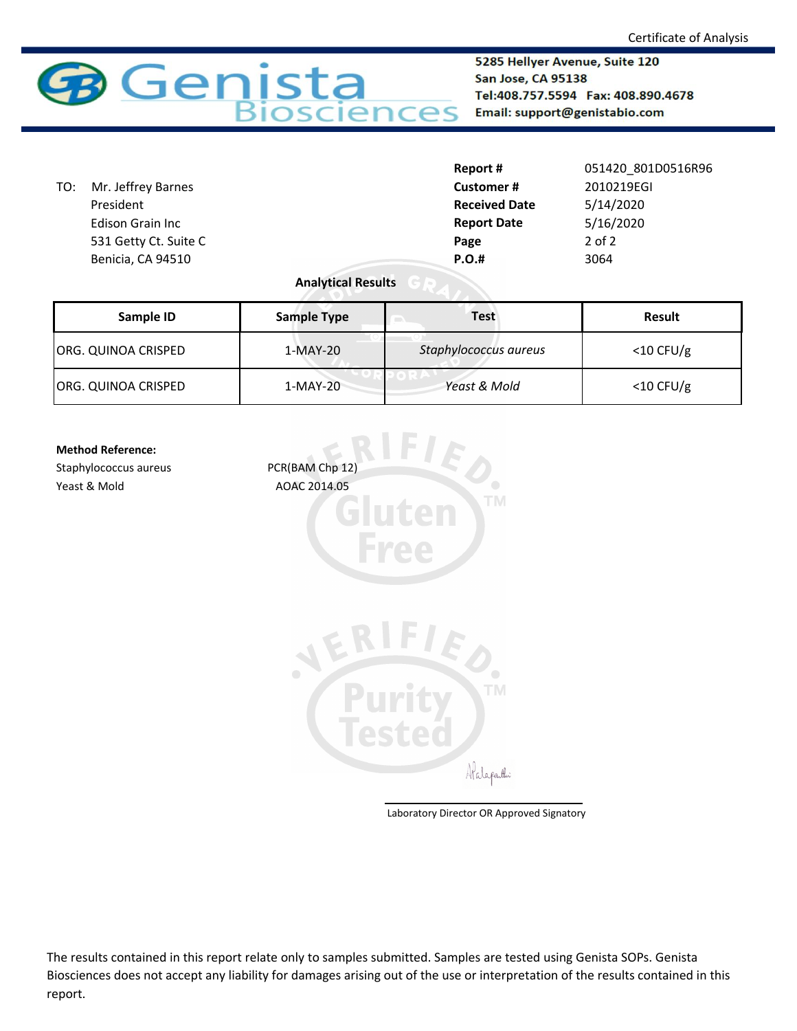Certificate of Analysis

**Genista Biosciences**

**5285 Hellyer Avenue, Suite 120**
**San Jose, CA 95138**
**Tel:408.757.5594 Fax: 408.890.4678**
**Email: support@genistabio.com**

TO: Mr. Jeffrey Barnes
President
Edison Grain Inc
531 Getty Ct. Suite C
Benicia, CA 94510

| | |
|---|---|
| **Report #** | 051420_801D0516R96 |
| **Customer #** | 2010219EGI |
| **Received Date** | 5/14/2020 |
| **Report Date** | 5/16/2020 |
| **Page** | 2 of 2 |
| **P.O.#** | 3064 |

**Analytical Results**

| Sample ID | Sample Type | Test | Result |
|---|---|---|---|
| ORG. QUINOA CRISPED | 1-MAY-20 | *Staphylococcus aureus* | <10 CFU/g |
| ORG. QUINOA CRISPED | 1-MAY-20 | *Yeast & Mold* | <10 CFU/g |

**Method Reference:**

| | |
|---|---|
| Staphylococcus aureus | PCR(BAM Chp 12) |
| Yeast & Mold | AOAC 2014.05 |

Laboratory Director OR Approved Signatory

The results contained in this report relate only to samples submitted. Samples are tested using Genista SOPs. Genista Biosciences does not accept any liability for damages arising out of the use or interpretation of the results contained in this report.